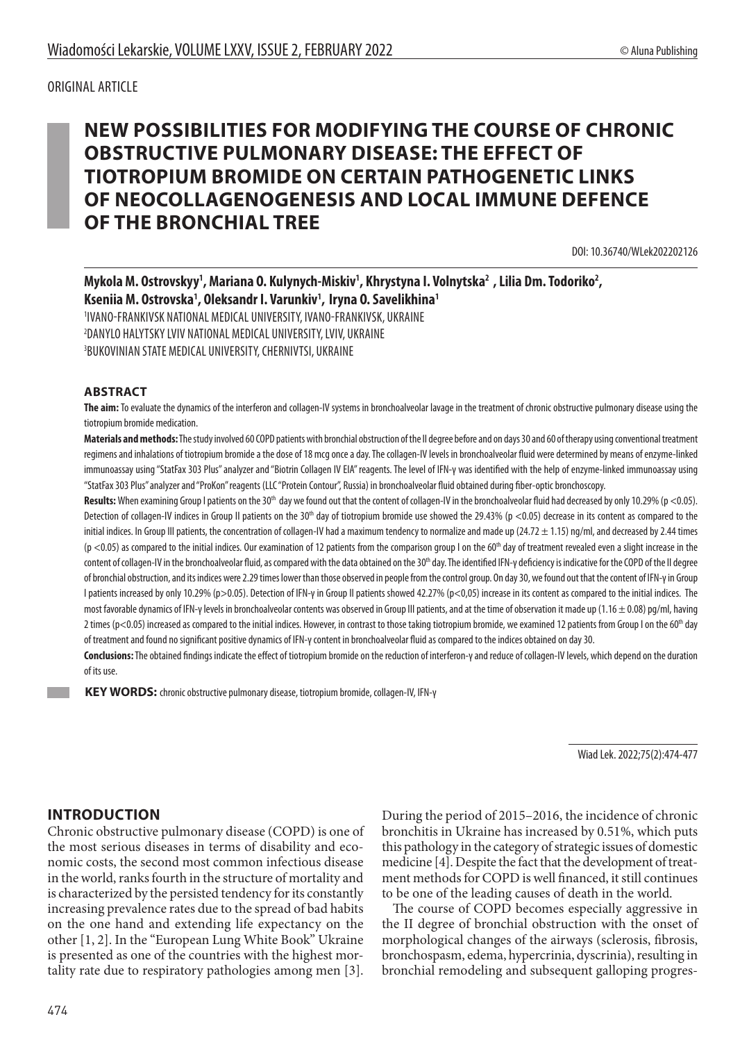ORIGINAL ARTICLE

# NEW POSSIBILITIES FOR MODIFYING THE COURSE OF CHRONIC OBSTRUCTIVE PULMONARY DISEASE: THE EFFECT OF TIOTROPIUM BROMIDE ON CERTAIN PATHOGENETIC LINKS OF NEOCOLLAGENOGENESIS AND LOCAL IMMUNE DEFENCE OF THE BRONCHIAL TREE

DOI: 10.36740/WLek202202126

**Mykola M. Ostrovskyy[1], Mariana O. Kulynych-Miskiv[1], Khrystyna I. Volnytska[2] , Lilia Dm. Todoriko[2], Kseniia M. Ostrovska[1], Oleksandr I. Varunkiv[1], Iryna O. Savelikhina[1]**

[1]IVANO-FRANKIVSK NATIONAL MEDICAL UNIVERSITY, IVANO-FRANKIVSK, UKRAINE
[2]DANYLO HALYTSKY LVIV NATIONAL MEDICAL UNIVERSITY, LVIV, UKRAINE
[3]BUKOVINIAN STATE MEDICAL UNIVERSITY, CHERNIVTSI, UKRAINE

## ABSTRACT

**The aim:** To evaluate the dynamics of the interferon and collagen-IV systems in bronchoalveolar lavage in the treatment of chronic obstructive pulmonary disease using the tiotropium bromide medication.

**Materials and methods:** The study involved 60 COPD patients with bronchial obstruction of the II degree before and on days 30 and 60 of therapy using conventional treatment regimens and inhalations of tiotropium bromide a the dose of 18 mcg once a day. The collagen-IV levels in bronchoalveolar fluid were determined by means of enzyme-linked immunoassay using "StatFax 303 Plus" analyzer and "Biotrin Collagen IV EIA" reagents. The level of IFN-γ was identified with the help of enzyme-linked immunoassay using "StatFax 303 Plus" analyzer and "ProKon" reagents (LLC "Protein Contour", Russia) in bronchoalveolar fluid obtained during fiber-optic bronchoscopy.

**Results:** When examining Group I patients on the 30[th] day we found out that the content of collagen-IV in the bronchoalveolar fluid had decreased by only 10.29% ($p < 0.05$). Detection of collagen-IV indices in Group II patients on the 30[th] day of tiotropium bromide use showed the 29.43% ($p < 0.05$) decrease in its content as compared to the initial indices. In Group III patients, the concentration of collagen-IV had a maximum tendency to normalize and made up ($24.72 \pm 1.15$) ng/ml, and decreased by 2.44 times ($p < 0.05$) as compared to the initial indices. Our examination of 12 patients from the comparison group I on the 60[th] day of treatment revealed even a slight increase in the content of collagen-IV in the bronchoalveolar fluid, as compared with the data obtained on the 30[th] day. The identified IFN-γ deficiency is indicative for the COPD of the II degree of bronchial obstruction, and its indices were 2.29 times lower than those observed in people from the control group. On day 30, we found out that the content of IFN-γ in Group I patients increased by only 10.29% ($p > 0.05$). Detection of IFN-γ in Group II patients showed 42.27% ($p < 0,05$) increase in its content as compared to the initial indices. The most favorable dynamics of IFN-γ levels in bronchoalveolar contents was observed in Group III patients, and at the time of observation it made up ($1.16 \pm 0.08$) pg/ml, having 2 times ($p < 0.05$) increased as compared to the initial indices. However, in contrast to those taking tiotropium bromide, we examined 12 patients from Group I on the 60[th] day of treatment and found no significant positive dynamics of IFN-γ content in bronchoalveolar fluid as compared to the indices obtained on day 30.

**Conclusions:** The obtained findings indicate the effect of tiotropium bromide on the reduction of interferon-γ and reduce of collagen-IV levels, which depend on the duration of its use.

**KEY WORDS:** chronic obstructive pulmonary disease, tiotropium bromide, collagen-IV, IFN-γ

Wiad Lek. 2022;75(2):474-477

## INTRODUCTION

Chronic obstructive pulmonary disease (COPD) is one of the most serious diseases in terms of disability and economic costs, the second most common infectious disease in the world, ranks fourth in the structure of mortality and is characterized by the persisted tendency for its constantly increasing prevalence rates due to the spread of bad habits on the one hand and extending life expectancy on the other [1, 2]. In the "European Lung White Book" Ukraine is presented as one of the countries with the highest mortality rate due to respiratory pathologies among men [3]. During the period of 2015–2016, the incidence of chronic bronchitis in Ukraine has increased by 0.51%, which puts this pathology in the category of strategic issues of domestic medicine [4]. Despite the fact that the development of treatment methods for COPD is well financed, it still continues to be one of the leading causes of death in the world.

The course of COPD becomes especially aggressive in the II degree of bronchial obstruction with the onset of morphological changes of the airways (sclerosis, fibrosis, bronchospasm, edema, hypercrinia, dyscrinia), resulting in bronchial remodeling and subsequent galloping progres-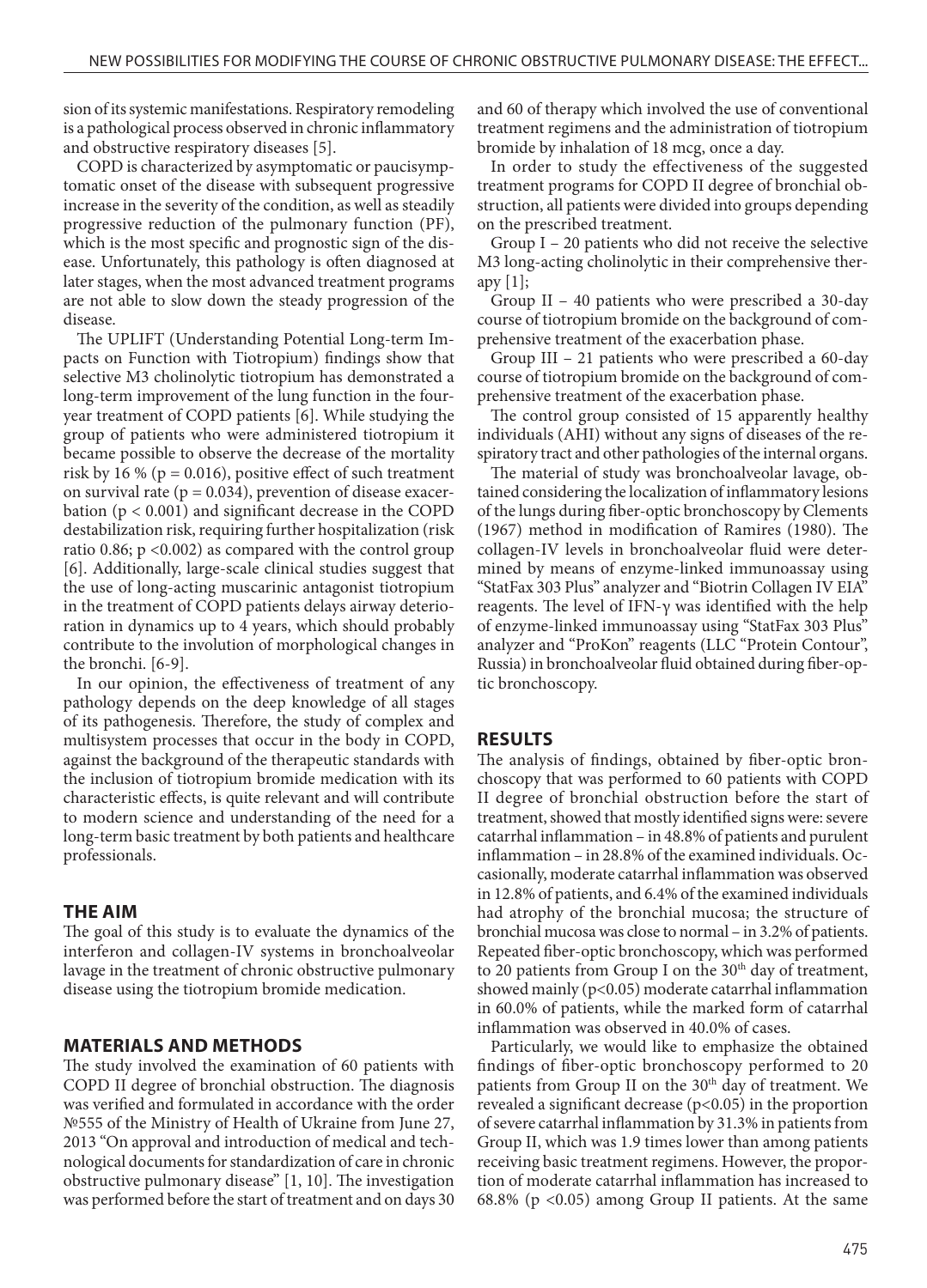sion of its systemic manifestations. Respiratory remodeling is a pathological process observed in chronic inflammatory and obstructive respiratory diseases [5].

COPD is characterized by asymptomatic or paucisymptomatic onset of the disease with subsequent progressive increase in the severity of the condition, as well as steadily progressive reduction of the pulmonary function (PF), which is the most specific and prognostic sign of the disease. Unfortunately, this pathology is often diagnosed at later stages, when the most advanced treatment programs are not able to slow down the steady progression of the disease.

The UPLIFT (Understanding Potential Long-term Impacts on Function with Tiotropium) findings show that selective M3 cholinolytic tiotropium has demonstrated a long-term improvement of the lung function in the four-year treatment of COPD patients [6]. While studying the group of patients who were administered tiotropium it became possible to observe the decrease of the mortality risk by 16 % ($p = 0.016$), positive effect of such treatment on survival rate ($p = 0.034$), prevention of disease exacerbation ($p < 0.001$) and significant decrease in the COPD destabilization risk, requiring further hospitalization (risk ratio 0.86; $p < 0.002$) as compared with the control group [6]. Additionally, large-scale clinical studies suggest that the use of long-acting muscarinic antagonist tiotropium in the treatment of COPD patients delays airway deterioration in dynamics up to 4 years, which should probably contribute to the involution of morphological changes in the bronchi. [6-9].

In our opinion, the effectiveness of treatment of any pathology depends on the deep knowledge of all stages of its pathogenesis. Therefore, the study of complex and multisystem processes that occur in the body in COPD, against the background of the therapeutic standards with the inclusion of tiotropium bromide medication with its characteristic effects, is quite relevant and will contribute to modern science and understanding of the need for a long-term basic treatment by both patients and healthcare professionals.

## THE AIM

The goal of this study is to evaluate the dynamics of the interferon and collagen-IV systems in bronchoalveolar lavage in the treatment of chronic obstructive pulmonary disease using the tiotropium bromide medication.

## MATERIALS AND METHODS

The study involved the examination of 60 patients with COPD II degree of bronchial obstruction. The diagnosis was verified and formulated in accordance with the order №555 of the Ministry of Health of Ukraine from June 27, 2013 "On approval and introduction of medical and technological documents for standardization of care in chronic obstructive pulmonary disease" [1, 10]. The investigation was performed before the start of treatment and on days 30 and 60 of therapy which involved the use of conventional treatment regimens and the administration of tiotropium bromide by inhalation of 18 mcg, once a day.

In order to study the effectiveness of the suggested treatment programs for COPD II degree of bronchial obstruction, all patients were divided into groups depending on the prescribed treatment.

Group I – 20 patients who did not receive the selective M3 long-acting cholinolytic in their comprehensive therapy [1];

Group II – 40 patients who were prescribed a 30-day course of tiotropium bromide on the background of comprehensive treatment of the exacerbation phase.

Group III – 21 patients who were prescribed a 60-day course of tiotropium bromide on the background of comprehensive treatment of the exacerbation phase.

The control group consisted of 15 apparently healthy individuals (AHI) without any signs of diseases of the respiratory tract and other pathologies of the internal organs.

The material of study was bronchoalveolar lavage, obtained considering the localization of inflammatory lesions of the lungs during fiber-optic bronchoscopy by Clements (1967) method in modification of Ramires (1980). The collagen-IV levels in bronchoalveolar fluid were determined by means of enzyme-linked immunoassay using "StatFax 303 Plus" analyzer and "Biotrin Collagen IV EIA" reagents. The level of IFN-γ was identified with the help of enzyme-linked immunoassay using "StatFax 303 Plus" analyzer and "ProKon" reagents (LLC "Protein Contour", Russia) in bronchoalveolar fluid obtained during fiber-optic bronchoscopy.

## RESULTS

The analysis of findings, obtained by fiber-optic bronchoscopy that was performed to 60 patients with COPD II degree of bronchial obstruction before the start of treatment, showed that mostly identified signs were: severe catarrhal inflammation – in 48.8% of patients and purulent inflammation – in 28.8% of the examined individuals. Occasionally, moderate catarrhal inflammation was observed in 12.8% of patients, and 6.4% of the examined individuals had atrophy of the bronchial mucosa; the structure of bronchial mucosa was close to normal – in 3.2% of patients. Repeated fiber-optic bronchoscopy, which was performed to 20 patients from Group I on the 30th day of treatment, showed mainly ($p<0.05$) moderate catarrhal inflammation in 60.0% of patients, while the marked form of catarrhal inflammation was observed in 40.0% of cases.

Particularly, we would like to emphasize the obtained findings of fiber-optic bronchoscopy performed to 20 patients from Group II on the 30th day of treatment. We revealed a significant decrease ($p<0.05$) in the proportion of severe catarrhal inflammation by 31.3% in patients from Group II, which was 1.9 times lower than among patients receiving basic treatment regimens. However, the proportion of moderate catarrhal inflammation has increased to 68.8% ($p < 0.05$) among Group II patients. At the same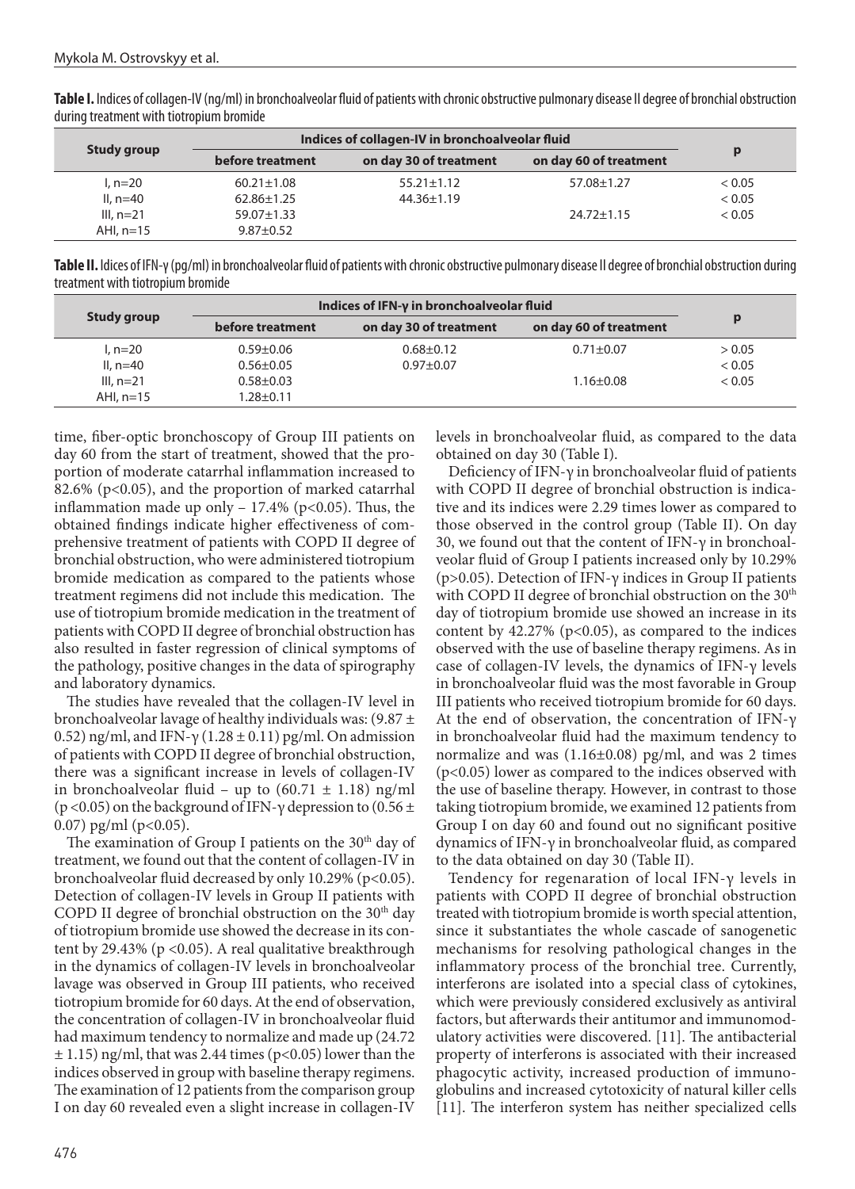**Table I.** Indices of collagen-IV (ng/ml) in bronchoalveolar fluid of patients with chronic obstructive pulmonary disease II degree of bronchial obstruction during treatment with tiotropium bromide

| Study group | Indices of collagen-IV in bronchoalveolar fluid | | | p |
|---|---|---|---|---|
| | before treatment | on day 30 of treatment | on day 60 of treatment | |
| I, n=20 | 60.21±1.08 | 55.21±1.12 | 57.08±1.27 | < 0.05 |
| II, n=40 | 62.86±1.25 | 44.36±1.19 | | < 0.05 |
| III, n=21 | 59.07±1.33 | | 24.72±1.15 | < 0.05 |
| AHI, n=15 | 9.87±0.52 | | | |

**Table II.** Idices of IFN-γ (pg/ml) in bronchoalveolar fluid of patients with chronic obstructive pulmonary disease II degree of bronchial obstruction during treatment with tiotropium bromide

| Study group | Indices of IFN-γ in bronchoalveolar fluid | | | p |
|---|---|---|---|---|
| | before treatment | on day 30 of treatment | on day 60 of treatment | |
| I, n=20 | 0.59±0.06 | 0.68±0.12 | 0.71±0.07 | > 0.05 |
| II, n=40 | 0.56±0.05 | 0.97±0.07 | | < 0.05 |
| III, n=21 | 0.58±0.03 | | 1.16±0.08 | < 0.05 |
| AHI, n=15 | 1.28±0.11 | | | |

time, fiber-optic bronchoscopy of Group III patients on day 60 from the start of treatment, showed that the proportion of moderate catarrhal inflammation increased to 82.6% ($p<0.05$), and the proportion of marked catarrhal inflammation made up only – 17.4% ($p<0.05$). Thus, the obtained findings indicate higher effectiveness of comprehensive treatment of patients with COPD II degree of bronchial obstruction, who were administered tiotropium bromide medication as compared to the patients whose treatment regimens did not include this medication. The use of tiotropium bromide medication in the treatment of patients with COPD II degree of bronchial obstruction has also resulted in faster regression of clinical symptoms of the pathology, positive changes in the data of spirography and laboratory dynamics.

The studies have revealed that the collagen-IV level in bronchoalveolar lavage of healthy individuals was: (9.87 ± 0.52) ng/ml, and IFN-γ (1.28 ± 0.11) pg/ml. On admission of patients with COPD II degree of bronchial obstruction, there was a significant increase in levels of collagen-IV in bronchoalveolar fluid – up to (60.71 ± 1.18) ng/ml ($p<0.05$) on the background of IFN-γ depression to (0.56 ± 0.07) pg/ml ($p<0.05$).

The examination of Group I patients on the 30th day of treatment, we found out that the content of collagen-IV in bronchoalveolar fluid decreased by only 10.29% ($p<0.05$). Detection of collagen-IV levels in Group II patients with COPD II degree of bronchial obstruction on the 30th day of tiotropium bromide use showed the decrease in its content by 29.43% ($p<0.05$). A real qualitative breakthrough in the dynamics of collagen-IV levels in bronchoalveolar lavage was observed in Group III patients, who received tiotropium bromide for 60 days. At the end of observation, the concentration of collagen-IV in bronchoalveolar fluid had maximum tendency to normalize and made up (24.72 ± 1.15) ng/ml, that was 2.44 times ($p<0.05$) lower than the indices observed in group with baseline therapy regimens. The examination of 12 patients from the comparison group I on day 60 revealed even a slight increase in collagen-IV levels in bronchoalveolar fluid, as compared to the data obtained on day 30 (Table I).

Deficiency of IFN-γ in bronchoalveolar fluid of patients with COPD II degree of bronchial obstruction is indicative and its indices were 2.29 times lower as compared to those observed in the control group (Table II). On day 30, we found out that the content of IFN-γ in bronchoalveolar fluid of Group I patients increased only by 10.29% ($p>0.05$). Detection of IFN-γ indices in Group II patients with COPD II degree of bronchial obstruction on the 30th day of tiotropium bromide use showed an increase in its content by 42.27% ($p<0.05$), as compared to the indices observed with the use of baseline therapy regimens. As in case of collagen-IV levels, the dynamics of IFN-γ levels in bronchoalveolar fluid was the most favorable in Group III patients who received tiotropium bromide for 60 days. At the end of observation, the concentration of IFN-γ in bronchoalveolar fluid had the maximum tendency to normalize and was (1.16±0.08) pg/ml, and was 2 times ($p<0.05$) lower as compared to the indices observed with the use of baseline therapy. However, in contrast to those taking tiotropium bromide, we examined 12 patients from Group I on day 60 and found out no significant positive dynamics of IFN-γ in bronchoalveolar fluid, as compared to the data obtained on day 30 (Table II).

Tendency for regenaration of local IFN-γ levels in patients with COPD II degree of bronchial obstruction treated with tiotropium bromide is worth special attention, since it substantiates the whole cascade of sanogenetic mechanisms for resolving pathological changes in the inflammatory process of the bronchial tree. Currently, interferons are isolated into a special class of cytokines, which were previously considered exclusively as antiviral factors, but afterwards their antitumor and immunomodulatory activities were discovered. [11]. The antibacterial property of interferons is associated with their increased phagocytic activity, increased production of immunoglobulins and increased cytotoxicity of natural killer cells [11]. The interferon system has neither specialized cells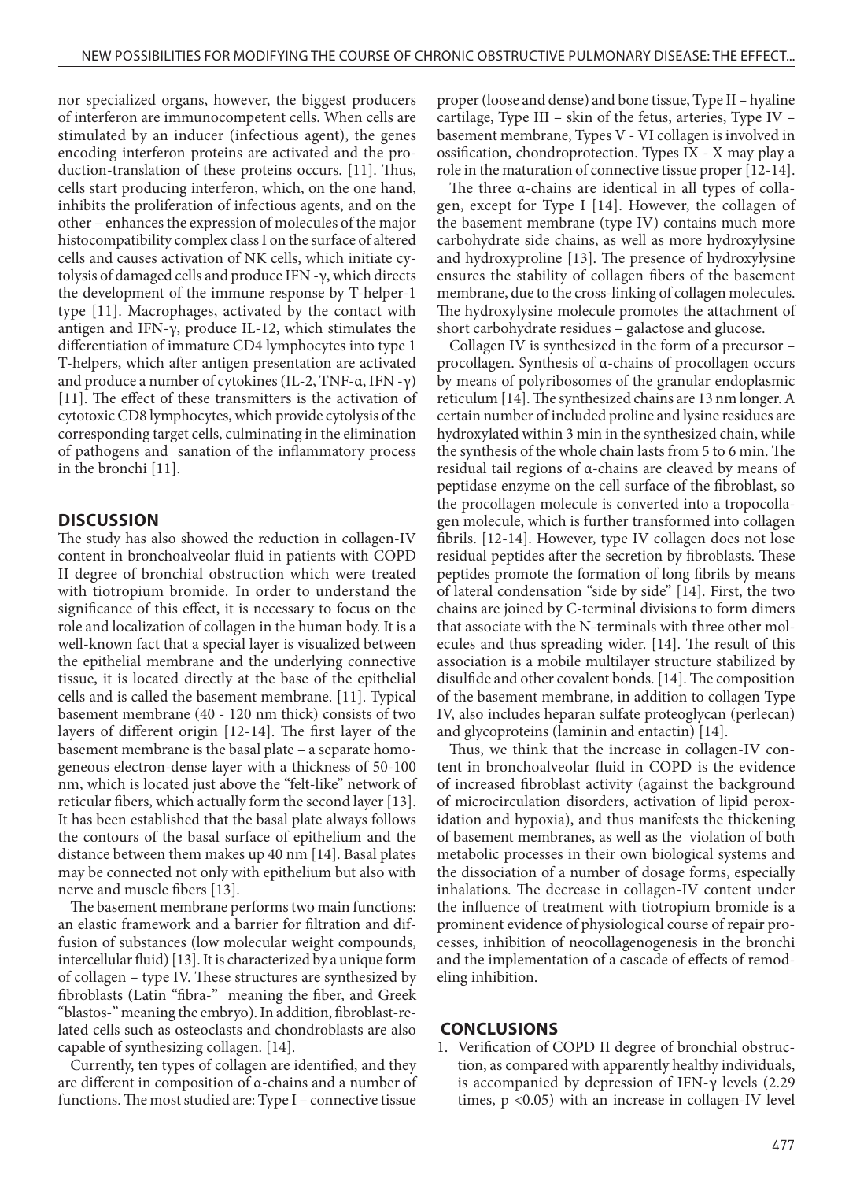nor specialized organs, however, the biggest producers of interferon are immunocompetent cells. When cells are stimulated by an inducer (infectious agent), the genes encoding interferon proteins are activated and the production-translation of these proteins occurs. [11]. Thus, cells start producing interferon, which, on the one hand, inhibits the proliferation of infectious agents, and on the other – enhances the expression of molecules of the major histocompatibility complex class I on the surface of altered cells and causes activation of NK cells, which initiate cytolysis of damaged cells and produce IFN -γ, which directs the development of the immune response by T-helper-1 type [11]. Macrophages, activated by the contact with antigen and IFN-γ, produce IL-12, which stimulates the differentiation of immature CD4 lymphocytes into type 1 T-helpers, which after antigen presentation are activated and produce a number of cytokines (IL-2, TNF-α, IFN -γ) [11]. The effect of these transmitters is the activation of cytotoxic CD8 lymphocytes, which provide cytolysis of the corresponding target cells, culminating in the elimination of pathogens and sanation of the inflammatory process in the bronchi [11].

## DISCUSSION

The study has also showed the reduction in collagen-IV content in bronchoalveolar fluid in patients with COPD II degree of bronchial obstruction which were treated with tiotropium bromide. In order to understand the significance of this effect, it is necessary to focus on the role and localization of collagen in the human body. It is a well-known fact that a special layer is visualized between the epithelial membrane and the underlying connective tissue, it is located directly at the base of the epithelial cells and is called the basement membrane. [11]. Typical basement membrane (40 - 120 nm thick) consists of two layers of different origin [12-14]. The first layer of the basement membrane is the basal plate – a separate homogeneous electron-dense layer with a thickness of 50-100 nm, which is located just above the "felt-like" network of reticular fibers, which actually form the second layer [13]. It has been established that the basal plate always follows the contours of the basal surface of epithelium and the distance between them makes up 40 nm [14]. Basal plates may be connected not only with epithelium but also with nerve and muscle fibers [13].

The basement membrane performs two main functions: an elastic framework and a barrier for filtration and diffusion of substances (low molecular weight compounds, intercellular fluid) [13]. It is characterized by a unique form of collagen – type IV. These structures are synthesized by fibroblasts (Latin "fibra-" meaning the fiber, and Greek "blastos-" meaning the embryo). In addition, fibroblast-related cells such as osteoclasts and chondroblasts are also capable of synthesizing collagen. [14].

Currently, ten types of collagen are identified, and they are different in composition of α-chains and a number of functions. The most studied are: Type I – connective tissue proper (loose and dense) and bone tissue, Type II – hyaline cartilage, Type III – skin of the fetus, arteries, Type IV – basement membrane, Types V - VI collagen is involved in ossification, chondroprotection. Types IX - X may play a role in the maturation of connective tissue proper [12-14].

The three α-chains are identical in all types of collagen, except for Type I [14]. However, the collagen of the basement membrane (type IV) contains much more carbohydrate side chains, as well as more hydroxylysine and hydroxyproline [13]. The presence of hydroxylysine ensures the stability of collagen fibers of the basement membrane, due to the cross-linking of collagen molecules. The hydroxylysine molecule promotes the attachment of short carbohydrate residues – galactose and glucose.

Collagen IV is synthesized in the form of a precursor – procollagen. Synthesis of α-chains of procollagen occurs by means of polyribosomes of the granular endoplasmic reticulum [14]. The synthesized chains are 13 nm longer. A certain number of included proline and lysine residues are hydroxylated within 3 min in the synthesized chain, while the synthesis of the whole chain lasts from 5 to 6 min. The residual tail regions of α-chains are cleaved by means of peptidase enzyme on the cell surface of the fibroblast, so the procollagen molecule is converted into a tropocollagen molecule, which is further transformed into collagen fibrils. [12-14]. However, type IV collagen does not lose residual peptides after the secretion by fibroblasts. These peptides promote the formation of long fibrils by means of lateral condensation "side by side" [14]. First, the two chains are joined by C-terminal divisions to form dimers that associate with the N-terminals with three other molecules and thus spreading wider. [14]. The result of this association is a mobile multilayer structure stabilized by disulfide and other covalent bonds. [14]. The composition of the basement membrane, in addition to collagen Type IV, also includes heparan sulfate proteoglycan (perlecan) and glycoproteins (laminin and entactin) [14].

Thus, we think that the increase in collagen-IV content in bronchoalveolar fluid in COPD is the evidence of increased fibroblast activity (against the background of microcirculation disorders, activation of lipid peroxidation and hypoxia), and thus manifests the thickening of basement membranes, as well as the violation of both metabolic processes in their own biological systems and the dissociation of a number of dosage forms, especially inhalations. The decrease in collagen-IV content under the influence of treatment with tiotropium bromide is a prominent evidence of physiological course of repair processes, inhibition of neocollagenogenesis in the bronchi and the implementation of a cascade of effects of remodeling inhibition.

## CONCLUSIONS

1. Verification of COPD II degree of bronchial obstruction, as compared with apparently healthy individuals, is accompanied by depression of IFN-γ levels (2.29 times, $p < 0.05$) with an increase in collagen-IV level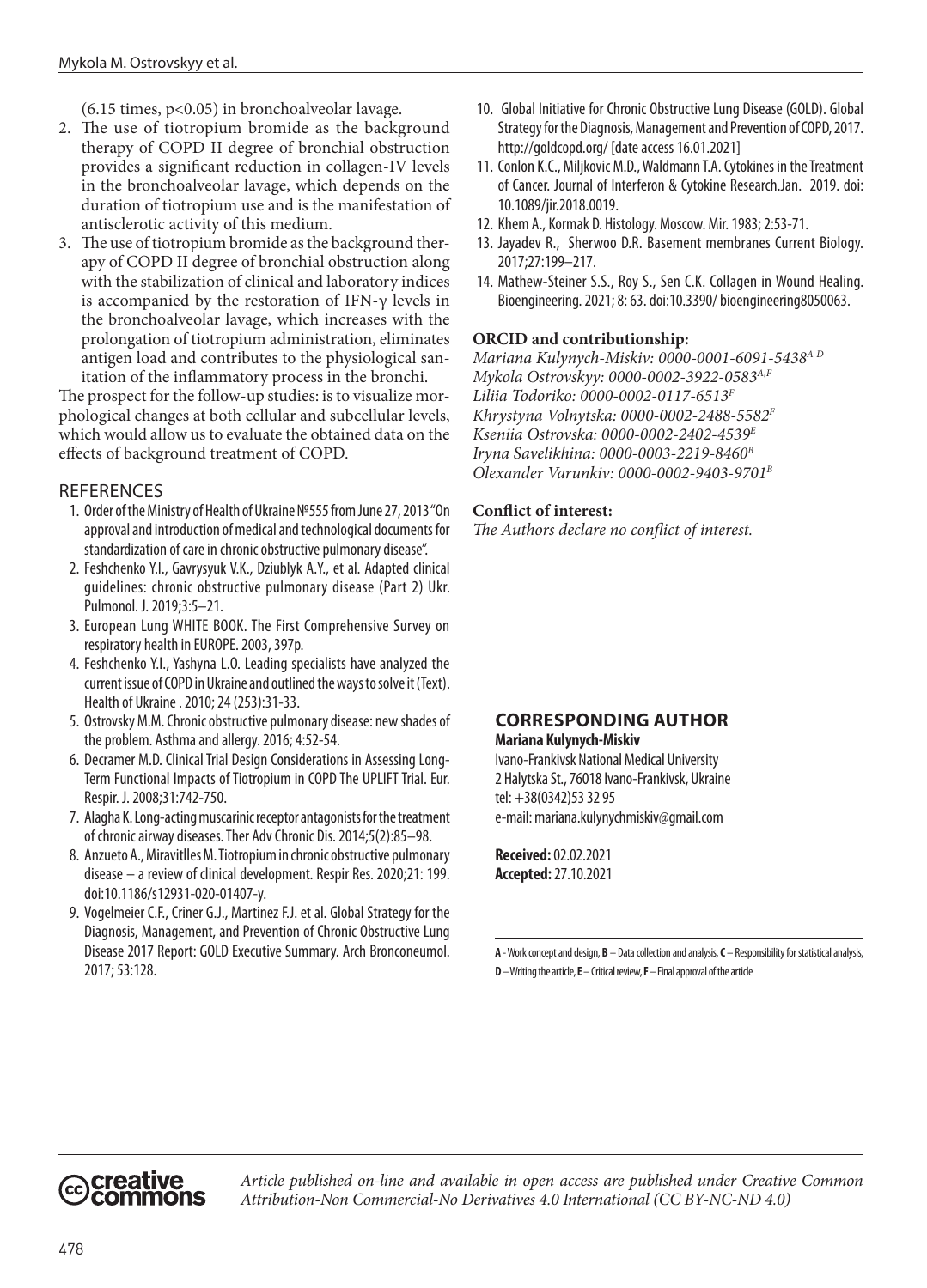(6.15 times, $p<0.05$) in bronchoalveolar lavage.

2. The use of tiotropium bromide as the background therapy of COPD II degree of bronchial obstruction provides a significant reduction in collagen-IV levels in the bronchoalveolar lavage, which depends on the duration of tiotropium use and is the manifestation of antisclerotic activity of this medium.
3. The use of tiotropium bromide as the background therapy of COPD II degree of bronchial obstruction along with the stabilization of clinical and laboratory indices is accompanied by the restoration of IFN-γ levels in the bronchoalveolar lavage, which increases with the prolongation of tiotropium administration, eliminates antigen load and contributes to the physiological sanitation of the inflammatory process in the bronchi.

The prospect for the follow-up studies: is to visualize morphological changes at both cellular and subcellular levels, which would allow us to evaluate the obtained data on the effects of background treatment of COPD.

## REFERENCES

1. Order of the Ministry of Health of Ukraine №555 from June 27, 2013 "On approval and introduction of medical and technological documents for standardization of care in chronic obstructive pulmonary disease".
2. Feshchenko Y.I., Gavrysyuk V.K., Dziublyk A.Y., et al. Adapted clinical guidelines: chronic obstructive pulmonary disease (Part 2) Ukr. Pulmonol. J. 2019;3:5–21.
3. European Lung WHITE BOOK. The First Comprehensive Survey on respiratory health in EUROPE. 2003, 397p.
4. Feshchenko Y.I., Yashyna L.O. Leading specialists have analyzed the current issue of COPD in Ukraine and outlined the ways to solve it (Text). Health of Ukraine . 2010; 24 (253):31-33.
5. Ostrovsky M.M. Chronic obstructive pulmonary disease: new shades of the problem. Asthma and allergy. 2016; 4:52-54.
6. Decramer M.D. Clinical Trial Design Considerations in Assessing Long-Term Functional Impacts of Tiotropium in COPD The UPLIFT Trial. Eur. Respir. J. 2008;31:742-750.
7. Alagha K. Long-acting muscarinic receptor antagonists for the treatment of chronic airway diseases. Ther Adv Chronic Dis. 2014;5(2):85–98.
8. Anzueto A., Miravitlles M. Tiotropium in chronic obstructive pulmonary disease – a review of clinical development. Respir Res. 2020;21: 199. doi:10.1186/s12931-020-01407-y.
9. Vogelmeier C.F., Criner G.J., Martinez F.J. et al. Global Strategy for the Diagnosis, Management, and Prevention of Chronic Obstructive Lung Disease 2017 Report: GOLD Executive Summary. Arch Bronconeumol. 2017; 53:128.
10. Global Initiative for Chronic Obstructive Lung Disease (GOLD). Global Strategy for the Diagnosis, Management and Prevention of COPD, 2017. http://goldcopd.org/ [date access 16.01.2021]
11. Conlon K.C., Miljkovic M.D., Waldmann T.A. Cytokines in the Treatment of Cancer. Journal of Interferon & Cytokine Research.Jan. 2019. doi: 10.1089/jir.2018.0019.
12. Khem A., Kormak D. Histology. Moscow. Mir. 1983; 2:53-71.
13. Jayadev R., Sherwoo D.R. Basement membranes Current Biology. 2017;27:199–217.
14. Mathew-Steiner S.S., Roy S., Sen C.K. Collagen in Wound Healing. Bioengineering. 2021; 8: 63. doi:10.3390/ bioengineering8050063.

**ORCID and contributionship:**

*Mariana Kulynych-Miskiv: 0000-0001-6091-5438[A-D]*
*Mykola Ostrovskyy: 0000-0002-3922-0583[A,F]*
*Liliia Todoriko: 0000-0002-0117-6513[F]*
*Khrystyna Volnytska: 0000-0002-2488-5582[F]*
*Kseniia Ostrovska: 0000-0002-2402-4539[E]*
*Iryna Savelikhina: 0000-0003-2219-8460[B]*
*Olexander Varunkiv: 0000-0002-9403-9701[B]*

**Conflict of interest:**

*The Authors declare no conflict of interest.*

## CORRESPONDING AUTHOR

**Mariana Kulynych-Miskiv**
Ivano-Frankivsk National Medical University
2 Halytska St., 76018 Ivano-Frankivsk, Ukraine
tel: +38(0342)53 32 95
e-mail: mariana.kulynychmiskiv@gmail.com

**Received:** 02.02.2021
**Accepted:** 27.10.2021

**A** - Work concept and design, **B** – Data collection and analysis, **C** – Responsibility for statistical analysis, **D** – Writing the article, **E** – Critical review, **F** – Final approval of the article

*Article published on-line and available in open access are published under Creative Common Attribution-Non Commercial-No Derivatives 4.0 International (CC BY-NC-ND 4.0)*